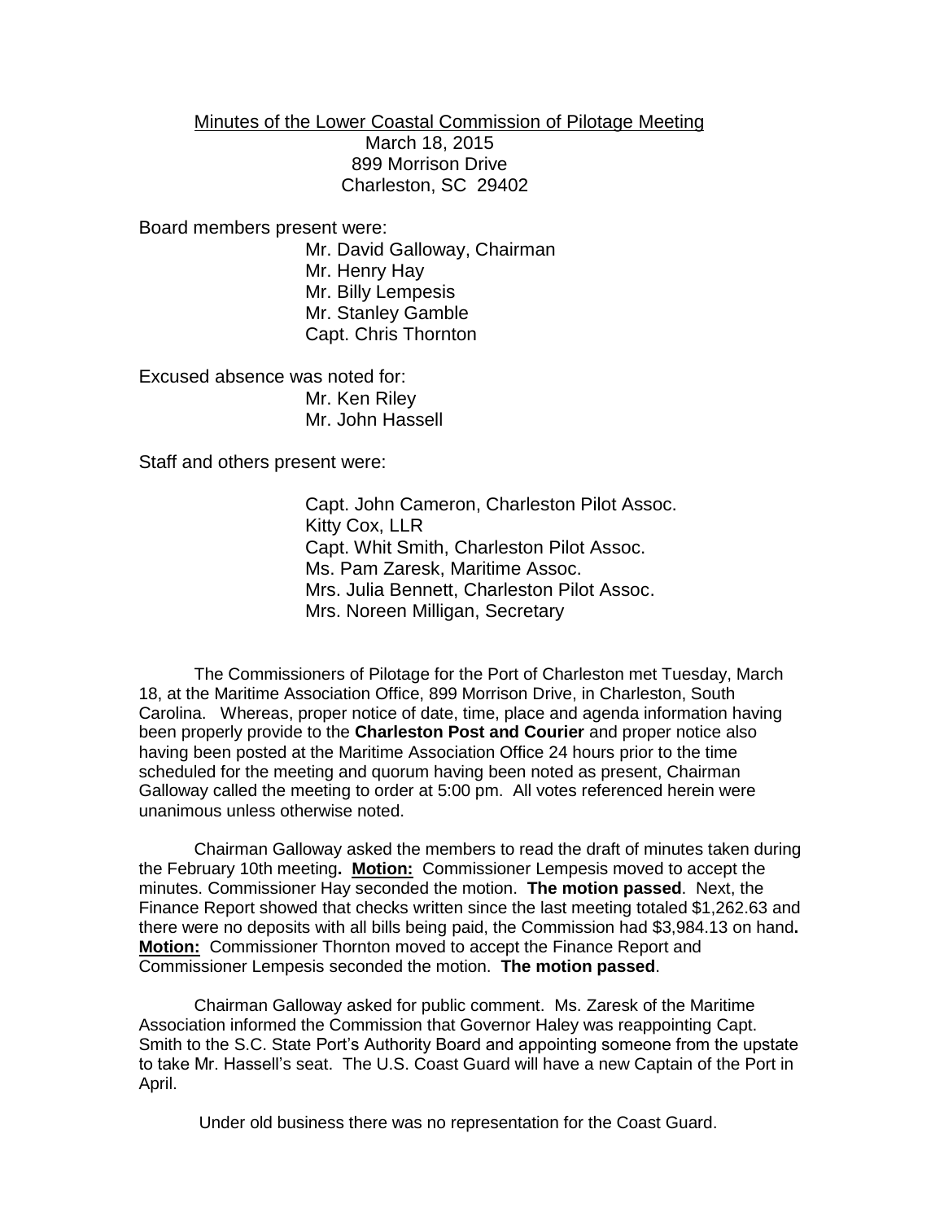Minutes of the Lower Coastal Commission of Pilotage Meeting
March 18, 2015
899 Morrison Drive
Charleston, SC 29402

Board members present were:

- Mr. David Galloway, Chairman
- Mr. Henry Hay
- Mr. Billy Lempesis
- Mr. Stanley Gamble
- Capt. Chris Thornton

Excused absence was noted for:

- Mr. Ken Riley
- Mr. John Hassell

Staff and others present were:

- Capt. John Cameron, Charleston Pilot Assoc.
- Kitty Cox, LLR
- Capt. Whit Smith, Charleston Pilot Assoc.
- Ms. Pam Zaresk, Maritime Assoc.
- Mrs. Julia Bennett, Charleston Pilot Assoc.
- Mrs. Noreen Milligan, Secretary

The Commissioners of Pilotage for the Port of Charleston met Tuesday, March 18, at the Maritime Association Office, 899 Morrison Drive, in Charleston, South Carolina. Whereas, proper notice of date, time, place and agenda information having been properly provide to the **Charleston Post and Courier** and proper notice also having been posted at the Maritime Association Office 24 hours prior to the time scheduled for the meeting and quorum having been noted as present, Chairman Galloway called the meeting to order at 5:00 pm. All votes referenced herein were unanimous unless otherwise noted.

Chairman Galloway asked the members to read the draft of minutes taken during the February 10th meeting**.** **Motion:** Commissioner Lempesis moved to accept the minutes. Commissioner Hay seconded the motion. **The motion passed**. Next, the Finance Report showed that checks written since the last meeting totaled $1,262.63 and there were no deposits with all bills being paid, the Commission had $3,984.13 on hand**.** **Motion:** Commissioner Thornton moved to accept the Finance Report and Commissioner Lempesis seconded the motion. **The motion passed**.

Chairman Galloway asked for public comment. Ms. Zaresk of the Maritime Association informed the Commission that Governor Haley was reappointing Capt. Smith to the S.C. State Port's Authority Board and appointing someone from the upstate to take Mr. Hassell's seat. The U.S. Coast Guard will have a new Captain of the Port in April.

Under old business there was no representation for the Coast Guard.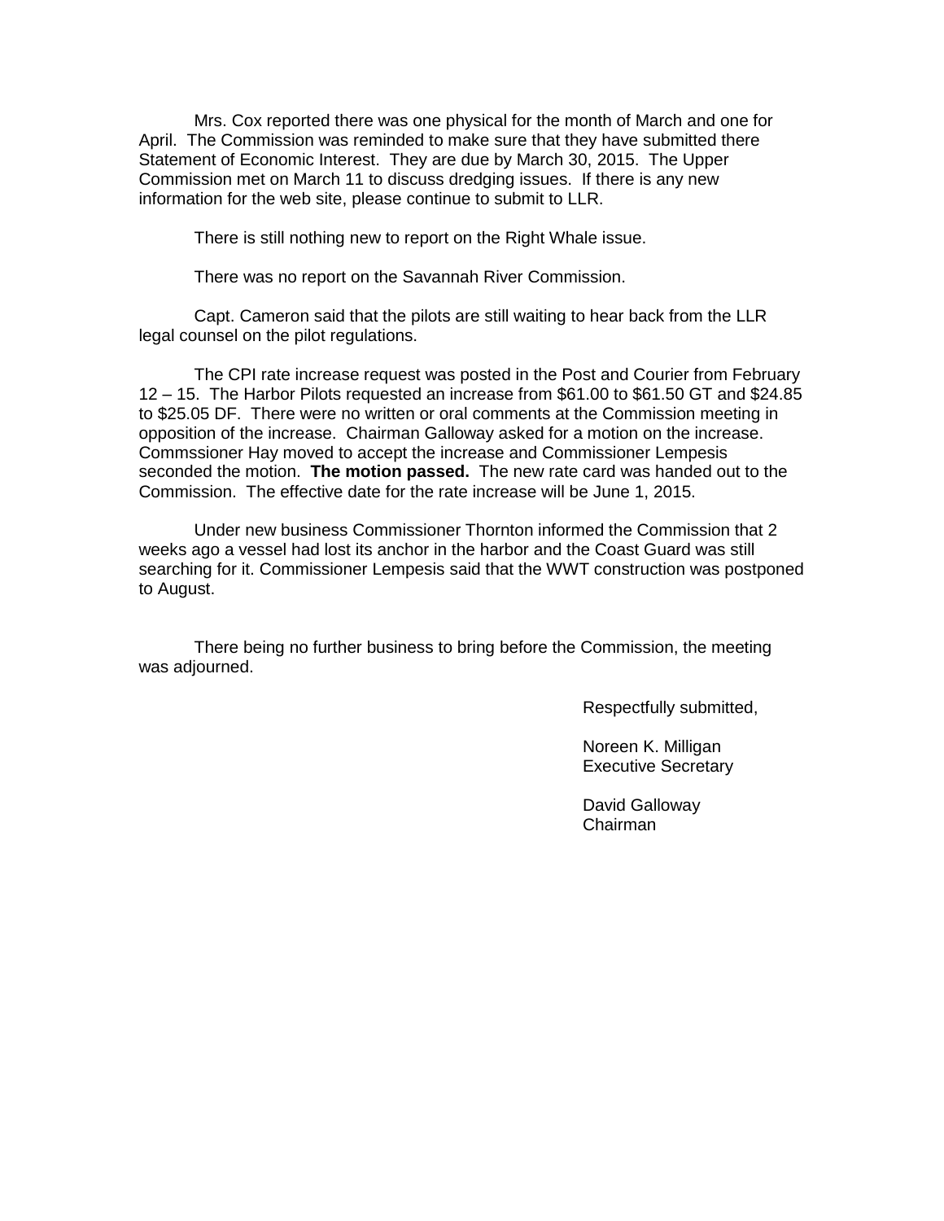Mrs. Cox reported there was one physical for the month of March and one for April. The Commission was reminded to make sure that they have submitted there Statement of Economic Interest. They are due by March 30, 2015. The Upper Commission met on March 11 to discuss dredging issues. If there is any new information for the web site, please continue to submit to LLR.

There is still nothing new to report on the Right Whale issue.

There was no report on the Savannah River Commission.

Capt. Cameron said that the pilots are still waiting to hear back from the LLR legal counsel on the pilot regulations.

The CPI rate increase request was posted in the Post and Courier from February 12 – 15. The Harbor Pilots requested an increase from $61.00 to $61.50 GT and $24.85 to $25.05 DF. There were no written or oral comments at the Commission meeting in opposition of the increase. Chairman Galloway asked for a motion on the increase. Commssioner Hay moved to accept the increase and Commissioner Lempesis seconded the motion. **The motion passed.** The new rate card was handed out to the Commission. The effective date for the rate increase will be June 1, 2015.

Under new business Commissioner Thornton informed the Commission that 2 weeks ago a vessel had lost its anchor in the harbor and the Coast Guard was still searching for it. Commissioner Lempesis said that the WWT construction was postponed to August.

There being no further business to bring before the Commission, the meeting was adjourned.

Respectfully submitted,

Noreen K. Milligan
Executive Secretary

David Galloway
Chairman